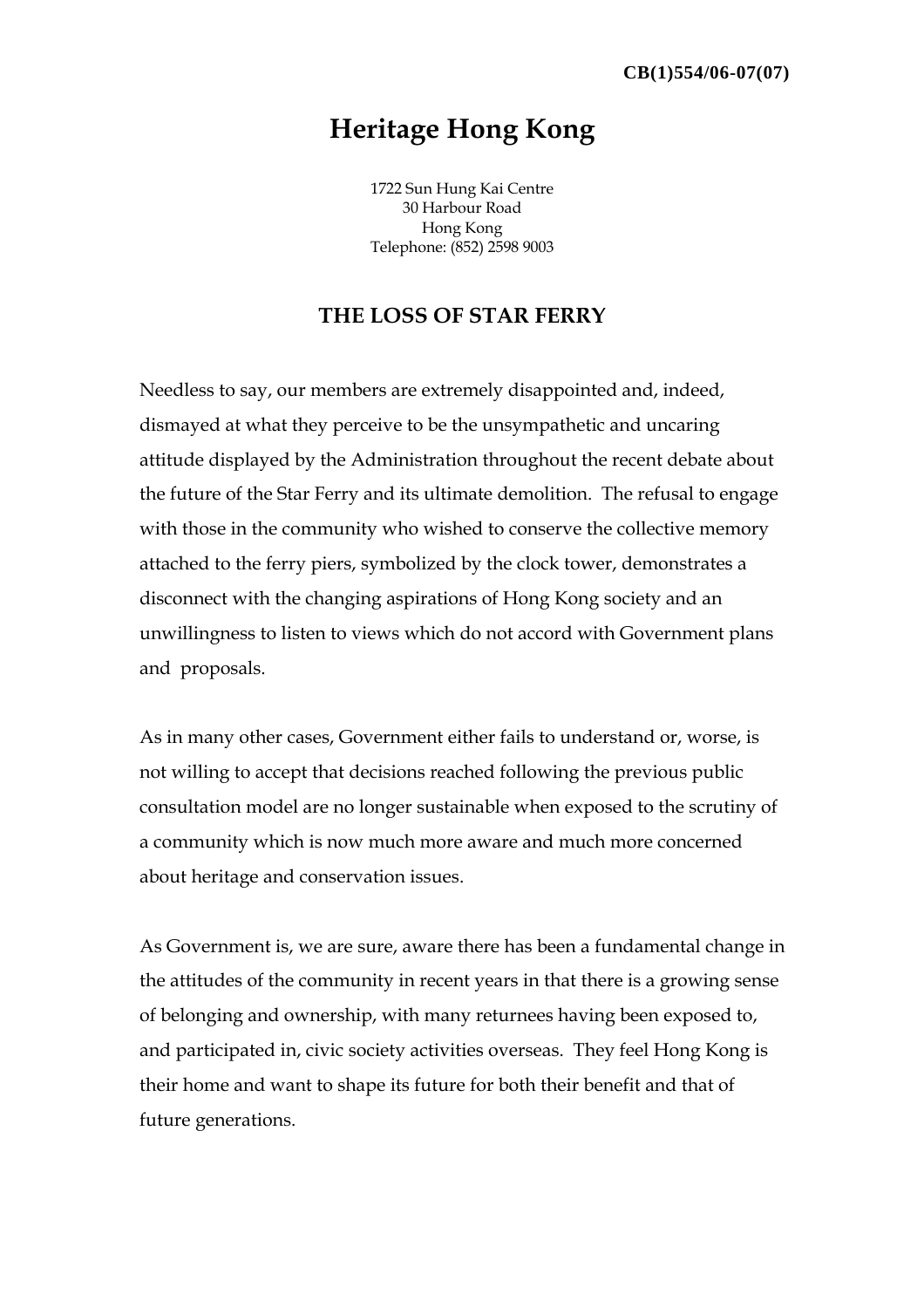CB(1)554/06-07(07)

# Heritage Hong Kong

1722 Sun Hung Kai Centre
30 Harbour Road
Hong Kong
Telephone: (852) 2598 9003

## THE LOSS OF STAR FERRY

Needless to say, our members are extremely disappointed and, indeed, dismayed at what they perceive to be the unsympathetic and uncaring attitude displayed by the Administration throughout the recent debate about the future of the Star Ferry and its ultimate demolition. The refusal to engage with those in the community who wished to conserve the collective memory attached to the ferry piers, symbolized by the clock tower, demonstrates a disconnect with the changing aspirations of Hong Kong society and an unwillingness to listen to views which do not accord with Government plans and proposals.

As in many other cases, Government either fails to understand or, worse, is not willing to accept that decisions reached following the previous public consultation model are no longer sustainable when exposed to the scrutiny of a community which is now much more aware and much more concerned about heritage and conservation issues.

As Government is, we are sure, aware there has been a fundamental change in the attitudes of the community in recent years in that there is a growing sense of belonging and ownership, with many returnees having been exposed to, and participated in, civic society activities overseas. They feel Hong Kong is their home and want to shape its future for both their benefit and that of future generations.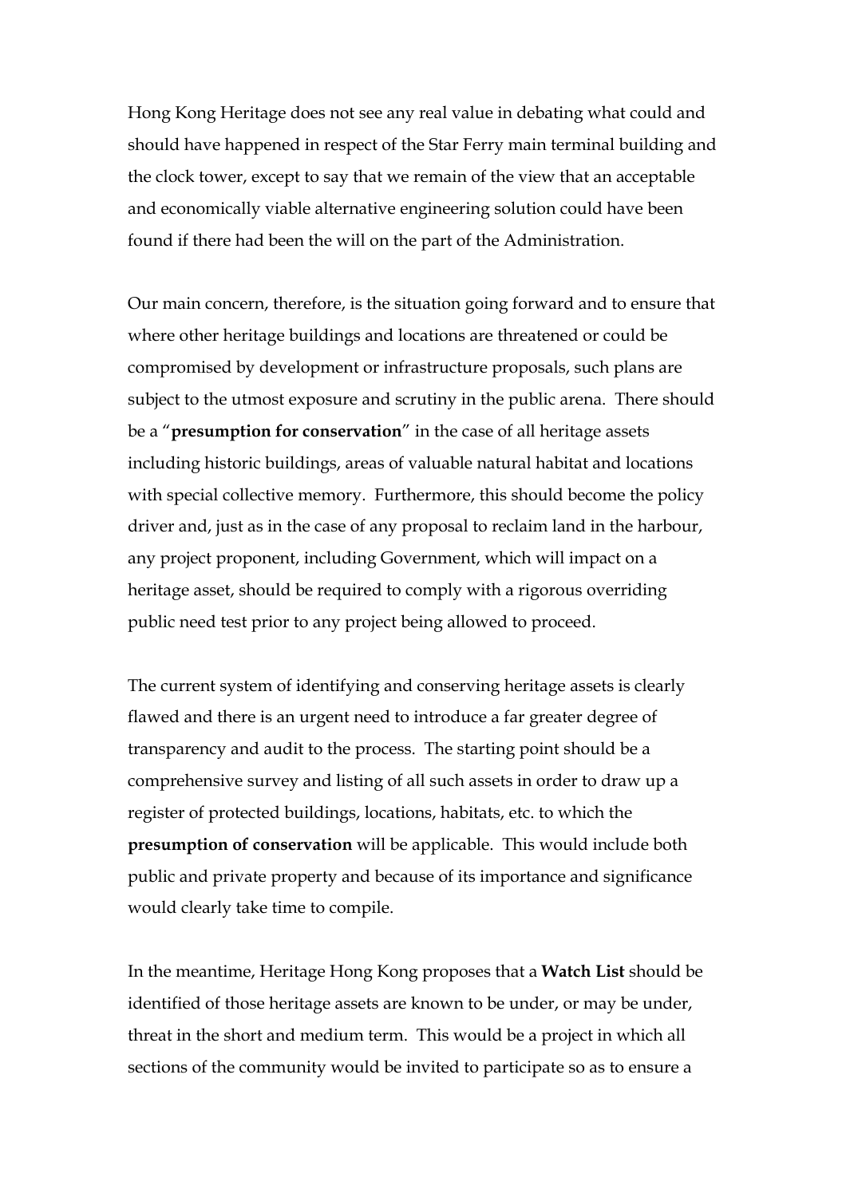Hong Kong Heritage does not see any real value in debating what could and should have happened in respect of the Star Ferry main terminal building and the clock tower, except to say that we remain of the view that an acceptable and economically viable alternative engineering solution could have been found if there had been the will on the part of the Administration.

Our main concern, therefore, is the situation going forward and to ensure that where other heritage buildings and locations are threatened or could be compromised by development or infrastructure proposals, such plans are subject to the utmost exposure and scrutiny in the public arena. There should be a "**presumption for conservation**" in the case of all heritage assets including historic buildings, areas of valuable natural habitat and locations with special collective memory. Furthermore, this should become the policy driver and, just as in the case of any proposal to reclaim land in the harbour, any project proponent, including Government, which will impact on a heritage asset, should be required to comply with a rigorous overriding public need test prior to any project being allowed to proceed.

The current system of identifying and conserving heritage assets is clearly flawed and there is an urgent need to introduce a far greater degree of transparency and audit to the process. The starting point should be a comprehensive survey and listing of all such assets in order to draw up a register of protected buildings, locations, habitats, etc. to which the **presumption of conservation** will be applicable. This would include both public and private property and because of its importance and significance would clearly take time to compile.

In the meantime, Heritage Hong Kong proposes that a **Watch List** should be identified of those heritage assets are known to be under, or may be under, threat in the short and medium term. This would be a project in which all sections of the community would be invited to participate so as to ensure a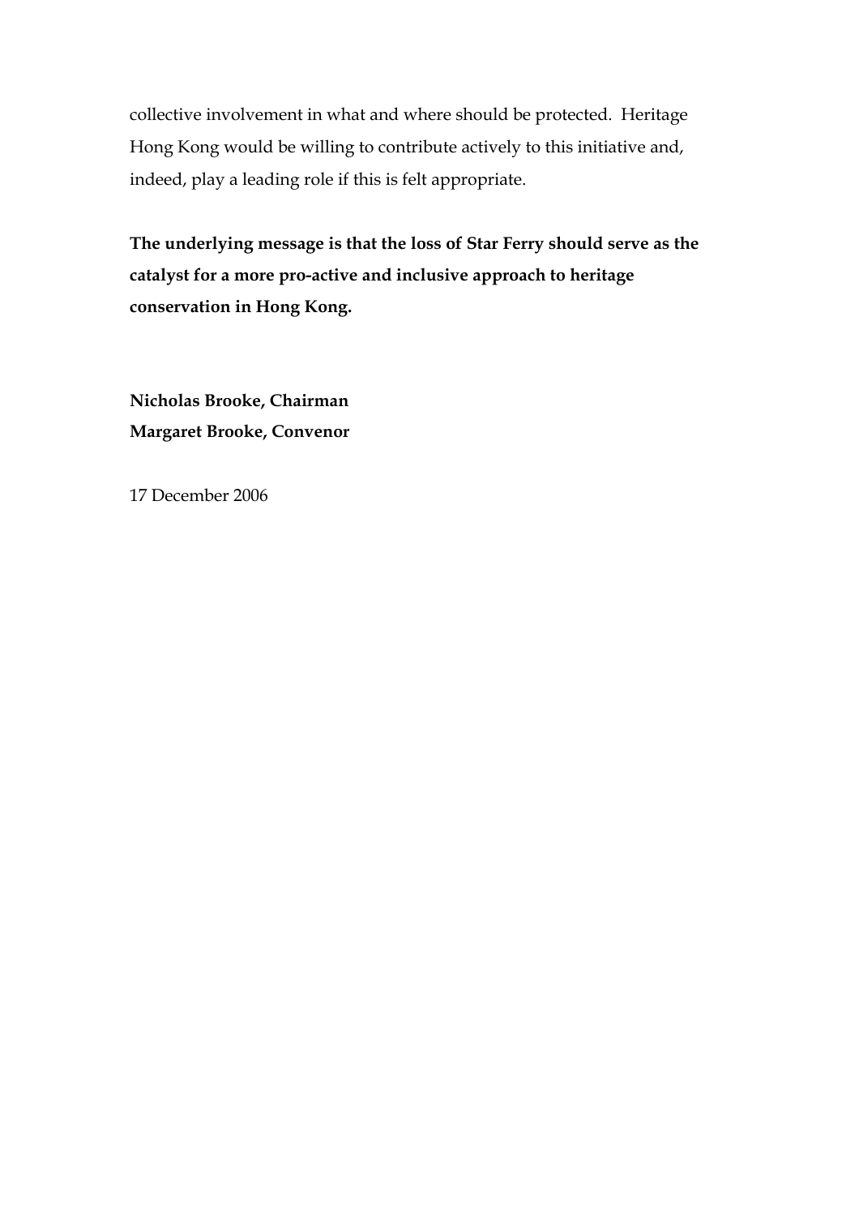collective involvement in what and where should be protected. Heritage Hong Kong would be willing to contribute actively to this initiative and, indeed, play a leading role if this is felt appropriate.

**The underlying message is that the loss of Star Ferry should serve as the catalyst for a more pro-active and inclusive approach to heritage conservation in Hong Kong.**

**Nicholas Brooke, Chairman**
**Margaret Brooke, Convenor**

17 December 2006